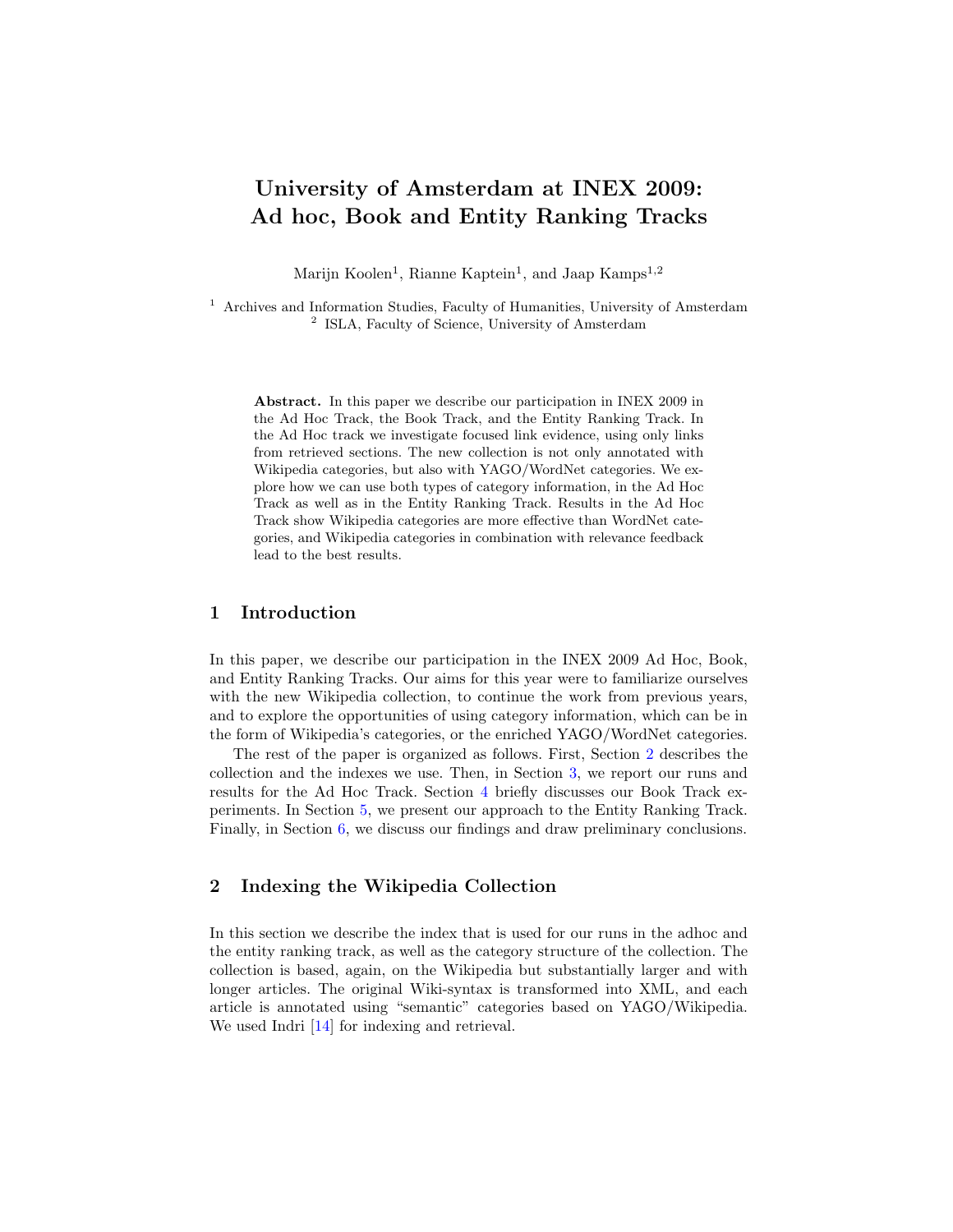# University of Amsterdam at INEX 2009: Ad hoc, Book and Entity Ranking Tracks

Marijn Koolen[1], Rianne Kaptein[1], and Jaap Kamps[1,2]

[1] Archives and Information Studies, Faculty of Humanities, University of Amsterdam
[2] ISLA, Faculty of Science, University of Amsterdam

**Abstract.** In this paper we describe our participation in INEX 2009 in the Ad Hoc Track, the Book Track, and the Entity Ranking Track. In the Ad Hoc track we investigate focused link evidence, using only links from retrieved sections. The new collection is not only annotated with Wikipedia categories, but also with YAGO/WordNet categories. We explore how we can use both types of category information, in the Ad Hoc Track as well as in the Entity Ranking Track. Results in the Ad Hoc Track show Wikipedia categories are more effective than WordNet categories, and Wikipedia categories in combination with relevance feedback lead to the best results.

## 1 Introduction

In this paper, we describe our participation in the INEX 2009 Ad Hoc, Book, and Entity Ranking Tracks. Our aims for this year were to familiarize ourselves with the new Wikipedia collection, to continue the work from previous years, and to explore the opportunities of using category information, which can be in the form of Wikipedia's categories, or the enriched YAGO/WordNet categories.

The rest of the paper is organized as follows. First, Section 2 describes the collection and the indexes we use. Then, in Section 3, we report our runs and results for the Ad Hoc Track. Section 4 briefly discusses our Book Track experiments. In Section 5, we present our approach to the Entity Ranking Track. Finally, in Section 6, we discuss our findings and draw preliminary conclusions.

## 2 Indexing the Wikipedia Collection

In this section we describe the index that is used for our runs in the adhoc and the entity ranking track, as well as the category structure of the collection. The collection is based, again, on the Wikipedia but substantially larger and with longer articles. The original Wiki-syntax is transformed into XML, and each article is annotated using "semantic" categories based on YAGO/Wikipedia. We used Indri [14] for indexing and retrieval.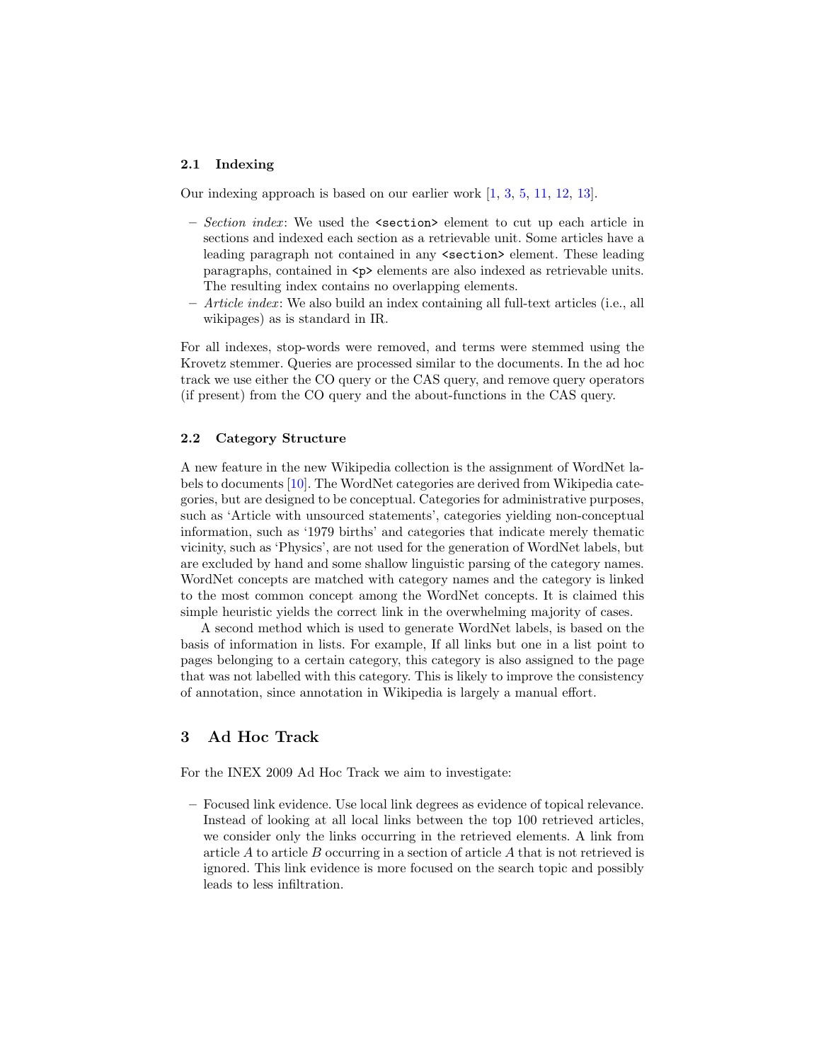### 2.1 Indexing

Our indexing approach is based on our earlier work [1, 3, 5, 11, 12, 13].

- *Section index*: We used the `<section>` element to cut up each article in sections and indexed each section as a retrievable unit. Some articles have a leading paragraph not contained in any `<section>` element. These leading paragraphs, contained in `<p>` elements are also indexed as retrievable units. The resulting index contains no overlapping elements.
- *Article index*: We also build an index containing all full-text articles (i.e., all wikipages) as is standard in IR.

For all indexes, stop-words were removed, and terms were stemmed using the Krovetz stemmer. Queries are processed similar to the documents. In the ad hoc track we use either the CO query or the CAS query, and remove query operators (if present) from the CO query and the about-functions in the CAS query.

### 2.2 Category Structure

A new feature in the new Wikipedia collection is the assignment of WordNet labels to documents [10]. The WordNet categories are derived from Wikipedia categories, but are designed to be conceptual. Categories for administrative purposes, such as 'Article with unsourced statements', categories yielding non-conceptual information, such as '1979 births' and categories that indicate merely thematic vicinity, such as 'Physics', are not used for the generation of WordNet labels, but are excluded by hand and some shallow linguistic parsing of the category names. WordNet concepts are matched with category names and the category is linked to the most common concept among the WordNet concepts. It is claimed this simple heuristic yields the correct link in the overwhelming majority of cases.

A second method which is used to generate WordNet labels, is based on the basis of information in lists. For example, If all links but one in a list point to pages belonging to a certain category, this category is also assigned to the page that was not labelled with this category. This is likely to improve the consistency of annotation, since annotation in Wikipedia is largely a manual effort.

## 3 Ad Hoc Track

For the INEX 2009 Ad Hoc Track we aim to investigate:

- Focused link evidence. Use local link degrees as evidence of topical relevance. Instead of looking at all local links between the top 100 retrieved articles, we consider only the links occurring in the retrieved elements. A link from article $A$ to article $B$ occurring in a section of article $A$ that is not retrieved is ignored. This link evidence is more focused on the search topic and possibly leads to less infiltration.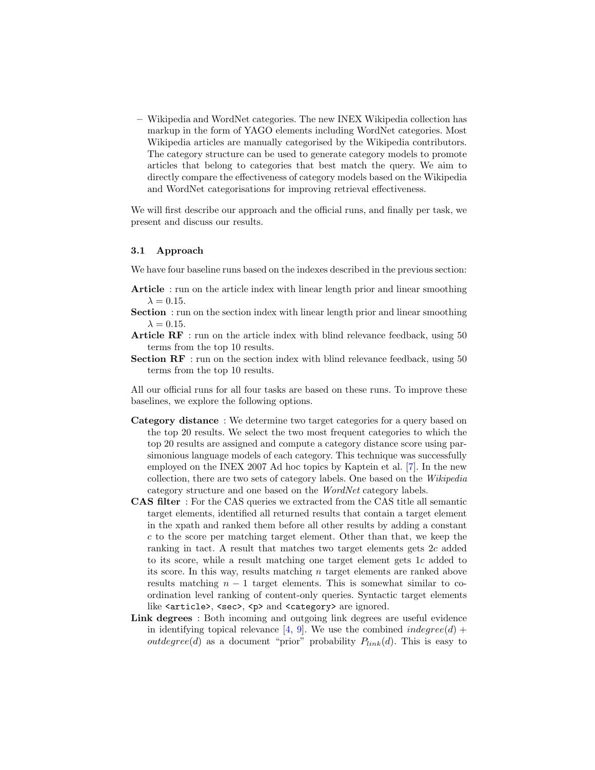– Wikipedia and WordNet categories. The new INEX Wikipedia collection has markup in the form of YAGO elements including WordNet categories. Most Wikipedia articles are manually categorised by the Wikipedia contributors. The category structure can be used to generate category models to promote articles that belong to categories that best match the query. We aim to directly compare the effectiveness of category models based on the Wikipedia and WordNet categorisations for improving retrieval effectiveness.

We will first describe our approach and the official runs, and finally per task, we present and discuss our results.

### 3.1 Approach

We have four baseline runs based on the indexes described in the previous section:

**Article** : run on the article index with linear length prior and linear smoothing $\lambda = 0.15$.

**Section** : run on the section index with linear length prior and linear smoothing $\lambda = 0.15$.

**Article RF** : run on the article index with blind relevance feedback, using 50 terms from the top 10 results.

**Section RF** : run on the section index with blind relevance feedback, using 50 terms from the top 10 results.

All our official runs for all four tasks are based on these runs. To improve these baselines, we explore the following options.

**Category distance** : We determine two target categories for a query based on the top 20 results. We select the two most frequent categories to which the top 20 results are assigned and compute a category distance score using parsimonious language models of each category. This technique was successfully employed on the INEX 2007 Ad hoc topics by Kaptein et al. [7]. In the new collection, there are two sets of category labels. One based on the *Wikipedia* category structure and one based on the *WordNet* category labels.

**CAS filter** : For the CAS queries we extracted from the CAS title all semantic target elements, identified all returned results that contain a target element in the xpath and ranked them before all other results by adding a constant $c$ to the score per matching target element. Other than that, we keep the ranking in tact. A result that matches two target elements gets $2c$ added to its score, while a result matching one target element gets $1c$ added to its score. In this way, results matching $n$ target elements are ranked above results matching $n - 1$ target elements. This is somewhat similar to coordination level ranking of content-only queries. Syntactic target elements like `<article>`, `<sec>`, `<p>` and `<category>` are ignored.

**Link degrees** : Both incoming and outgoing link degrees are useful evidence in identifying topical relevance [4, 9]. We use the combined $indegree(d) + outdegree(d)$ as a document "prior" probability $P_{link}(d)$. This is easy to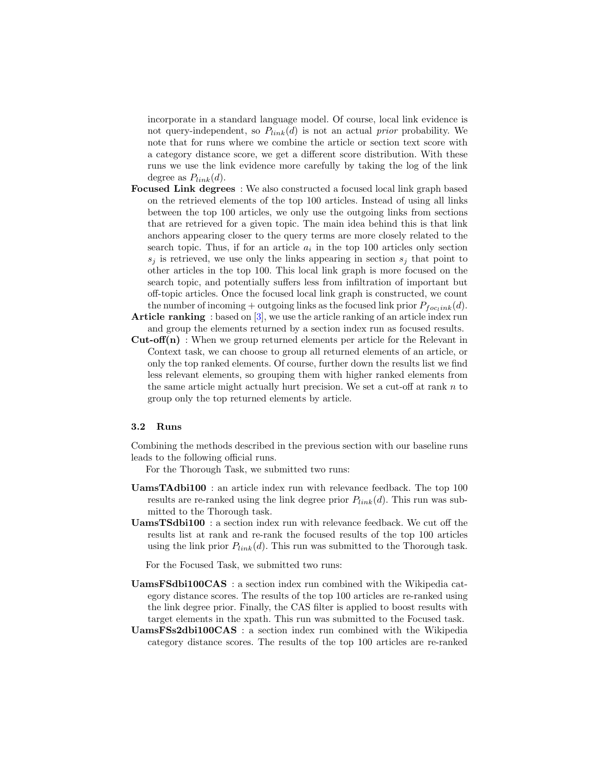incorporate in a standard language model. Of course, local link evidence is not query-independent, so $P_{link}(d)$ is not an actual *prior* probability. We note that for runs where we combine the article or section text score with a category distance score, we get a different score distribution. With these runs we use the link evidence more carefully by taking the log of the link degree as $P_{link}(d)$.

**Focused Link degrees** : We also constructed a focused local link graph based on the retrieved elements of the top 100 articles. Instead of using all links between the top 100 articles, we only use the outgoing links from sections that are retrieved for a given topic. The main idea behind this is that link anchors appearing closer to the query terms are more closely related to the search topic. Thus, if for an article $a_i$ in the top 100 articles only section $s_j$ is retrieved, we use only the links appearing in section $s_j$ that point to other articles in the top 100. This local link graph is more focused on the search topic, and potentially suffers less from infiltration of important but off-topic articles. Once the focused local link graph is constructed, we count the number of incoming + outgoing links as the focused link prior $P_{foc_link}(d)$.

**Article ranking** : based on [3], we use the article ranking of an article index run and group the elements returned by a section index run as focused results.

**Cut-off(n)** : When we group returned elements per article for the Relevant in Context task, we can choose to group all returned elements of an article, or only the top ranked elements. Of course, further down the results list we find less relevant elements, so grouping them with higher ranked elements from the same article might actually hurt precision. We set a cut-off at rank $n$ to group only the top returned elements by article.

### 3.2 Runs

Combining the methods described in the previous section with our baseline runs leads to the following official runs.

For the Thorough Task, we submitted two runs:

**UamsTAdbi100** : an article index run with relevance feedback. The top 100 results are re-ranked using the link degree prior $P_{link}(d)$. This run was submitted to the Thorough task.

**UamsTSdbi100** : a section index run with relevance feedback. We cut off the results list at rank and re-rank the focused results of the top 100 articles using the link prior $P_{link}(d)$. This run was submitted to the Thorough task.

For the Focused Task, we submitted two runs:

**UamsFSdbi100CAS** : a section index run combined with the Wikipedia category distance scores. The results of the top 100 articles are re-ranked using the link degree prior. Finally, the CAS filter is applied to boost results with target elements in the xpath. This run was submitted to the Focused task.

**UamsFSs2dbi100CAS** : a section index run combined with the Wikipedia category distance scores. The results of the top 100 articles are re-ranked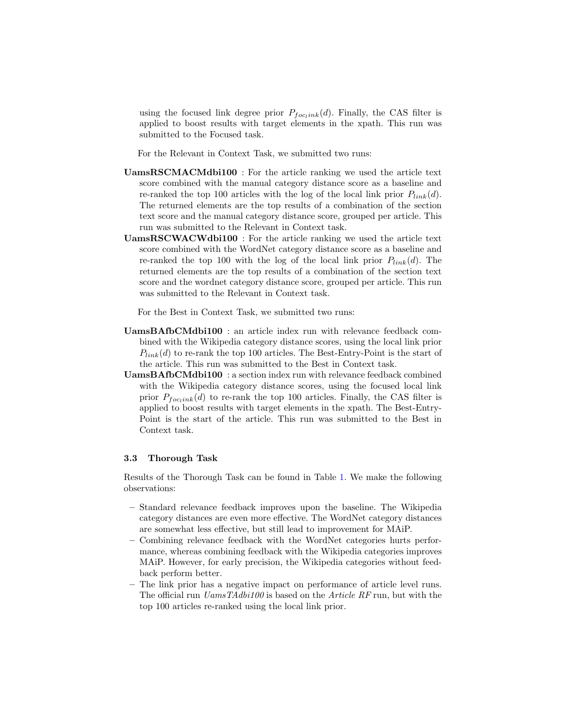using the focused link degree prior $P_{foc_link}(d)$. Finally, the CAS filter is applied to boost results with target elements in the xpath. This run was submitted to the Focused task.

For the Relevant in Context Task, we submitted two runs:

**UamsRSCMACMdbi100** : For the article ranking we used the article text score combined with the manual category distance score as a baseline and re-ranked the top 100 articles with the log of the local link prior $P_{link}(d)$. The returned elements are the top results of a combination of the section text score and the manual category distance score, grouped per article. This run was submitted to the Relevant in Context task.

**UamsRSCWACWdbi100** : For the article ranking we used the article text score combined with the WordNet category distance score as a baseline and re-ranked the top 100 with the log of the local link prior $P_{link}(d)$. The returned elements are the top results of a combination of the section text score and the wordnet category distance score, grouped per article. This run was submitted to the Relevant in Context task.

For the Best in Context Task, we submitted two runs:

**UamsBAfbCMdbi100** : an article index run with relevance feedback combined with the Wikipedia category distance scores, using the local link prior $P_{link}(d)$ to re-rank the top 100 articles. The Best-Entry-Point is the start of the article. This run was submitted to the Best in Context task.

**UamsBAfbCMdbi100** : a section index run with relevance feedback combined with the Wikipedia category distance scores, using the focused local link prior $P_{foc_link}(d)$ to re-rank the top 100 articles. Finally, the CAS filter is applied to boost results with target elements in the xpath. The Best-Entry-Point is the start of the article. This run was submitted to the Best in Context task.

### 3.3 Thorough Task

Results of the Thorough Task can be found in Table 1. We make the following observations:

- Standard relevance feedback improves upon the baseline. The Wikipedia category distances are even more effective. The WordNet category distances are somewhat less effective, but still lead to improvement for MAiP.
- Combining relevance feedback with the WordNet categories hurts performance, whereas combining feedback with the Wikipedia categories improves MAiP. However, for early precision, the Wikipedia categories without feedback perform better.
- The link prior has a negative impact on performance of article level runs. The official run *UamsTAdbi100* is based on the *Article RF* run, but with the top 100 articles re-ranked using the local link prior.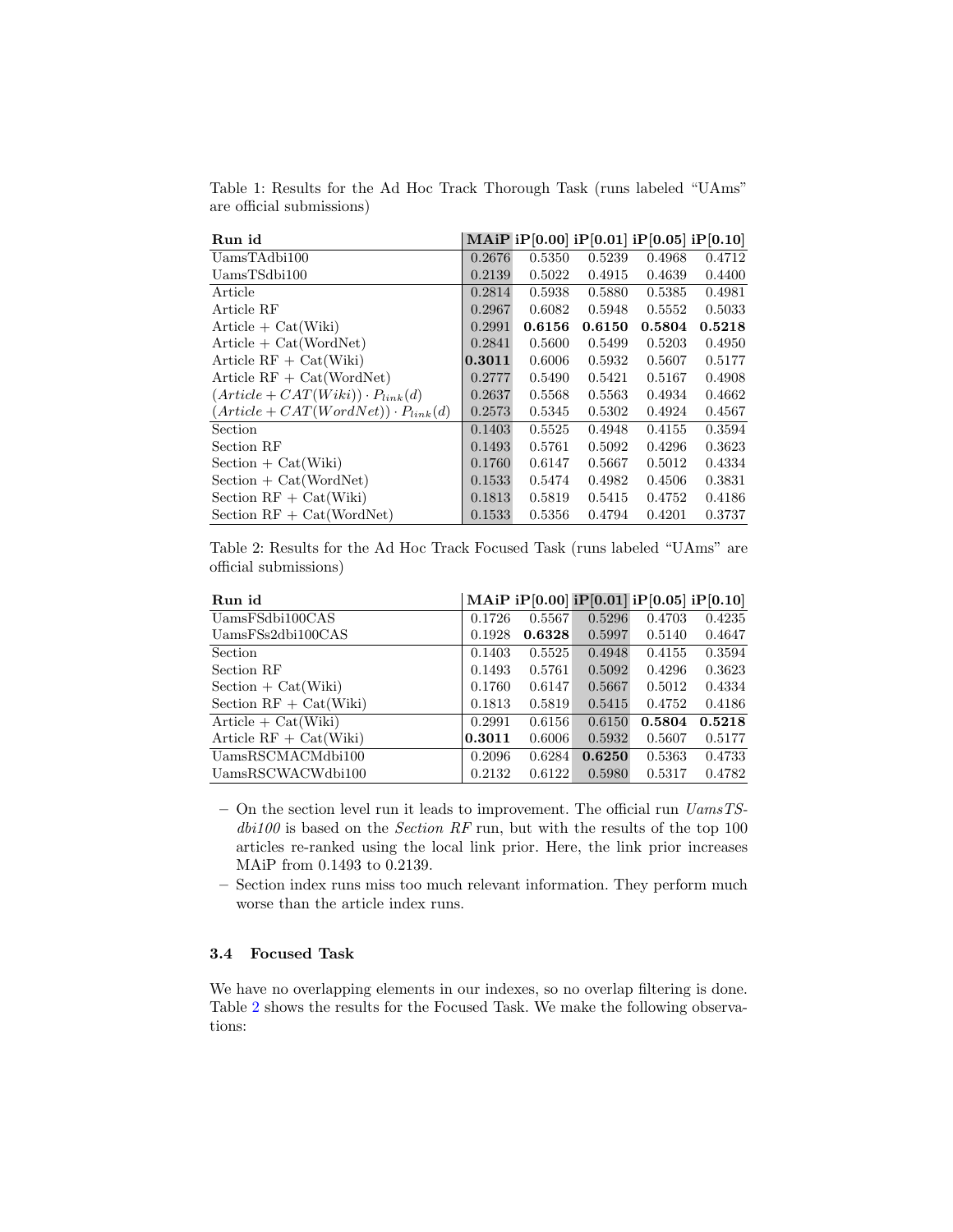Table 1: Results for the Ad Hoc Track Thorough Task (runs labeled "UAms" are official submissions)

| Run id | MAiP | iP[0.00] | iP[0.01] | iP[0.05] | iP[0.10] |
|---|---|---|---|---|---|
| UamsTAdbi100 | 0.2676 | 0.5350 | 0.5239 | 0.4968 | 0.4712 |
| UamsTSdbi100 | 0.2139 | 0.5022 | 0.4915 | 0.4639 | 0.4400 |
| Article | 0.2814 | 0.5938 | 0.5880 | 0.5385 | 0.4981 |
| Article RF | 0.2967 | 0.6082 | 0.5948 | 0.5552 | 0.5033 |
| Article + Cat(Wiki) | 0.2991 | **0.6156** | **0.6150** | **0.5804** | **0.5218** |
| Article + Cat(WordNet) | 0.2841 | 0.5600 | 0.5499 | 0.5203 | 0.4950 |
| Article RF + Cat(Wiki) | **0.3011** | 0.6006 | 0.5932 | 0.5607 | 0.5177 |
| Article RF + Cat(WordNet) | 0.2777 | 0.5490 | 0.5421 | 0.5167 | 0.4908 |
| $(Article + CAT(Wiki)) \cdot P_{link}(d)$ | 0.2637 | 0.5568 | 0.5563 | 0.4934 | 0.4662 |
| $(Article + CAT(WordNet)) \cdot P_{link}(d)$ | 0.2573 | 0.5345 | 0.5302 | 0.4924 | 0.4567 |
| Section | 0.1403 | 0.5525 | 0.4948 | 0.4155 | 0.3594 |
| Section RF | 0.1493 | 0.5761 | 0.5092 | 0.4296 | 0.3623 |
| Section + Cat(Wiki) | 0.1760 | 0.6147 | 0.5667 | 0.5012 | 0.4334 |
| Section + Cat(WordNet) | 0.1533 | 0.5474 | 0.4982 | 0.4506 | 0.3831 |
| Section RF + Cat(Wiki) | 0.1813 | 0.5819 | 0.5415 | 0.4752 | 0.4186 |
| Section RF + Cat(WordNet) | 0.1533 | 0.5356 | 0.4794 | 0.4201 | 0.3737 |

Table 2: Results for the Ad Hoc Track Focused Task (runs labeled "UAms" are official submissions)

| Run id | MAiP | iP[0.00] | iP[0.01] | iP[0.05] | iP[0.10] |
|---|---|---|---|---|---|
| UamsFSdbi100CAS | 0.1726 | 0.5567 | 0.5296 | 0.4703 | 0.4235 |
| UamsFSs2dbi100CAS | 0.1928 | **0.6328** | 0.5997 | 0.5140 | 0.4647 |
| Section | 0.1403 | 0.5525 | 0.4948 | 0.4155 | 0.3594 |
| Section RF | 0.1493 | 0.5761 | 0.5092 | 0.4296 | 0.3623 |
| Section + Cat(Wiki) | 0.1760 | 0.6147 | 0.5667 | 0.5012 | 0.4334 |
| Section RF + Cat(Wiki) | 0.1813 | 0.5819 | 0.5415 | 0.4752 | 0.4186 |
| Article + Cat(Wiki) | 0.2991 | 0.6156 | 0.6150 | **0.5804** | **0.5218** |
| Article RF + Cat(Wiki) | **0.3011** | 0.6006 | 0.5932 | 0.5607 | 0.5177 |
| UamsRSCMACMdbi100 | 0.2096 | 0.6284 | **0.6250** | 0.5363 | 0.4733 |
| UamsRSCWACWdbi100 | 0.2132 | 0.6122 | 0.5980 | 0.5317 | 0.4782 |

- On the section level run it leads to improvement. The official run *UamsTSdbi100* is based on the *Section RF* run, but with the results of the top 100 articles re-ranked using the local link prior. Here, the link prior increases MAiP from 0.1493 to 0.2139.
- Section index runs miss too much relevant information. They perform much worse than the article index runs.

### 3.4 Focused Task

We have no overlapping elements in our indexes, so no overlap filtering is done. Table 2 shows the results for the Focused Task. We make the following observations: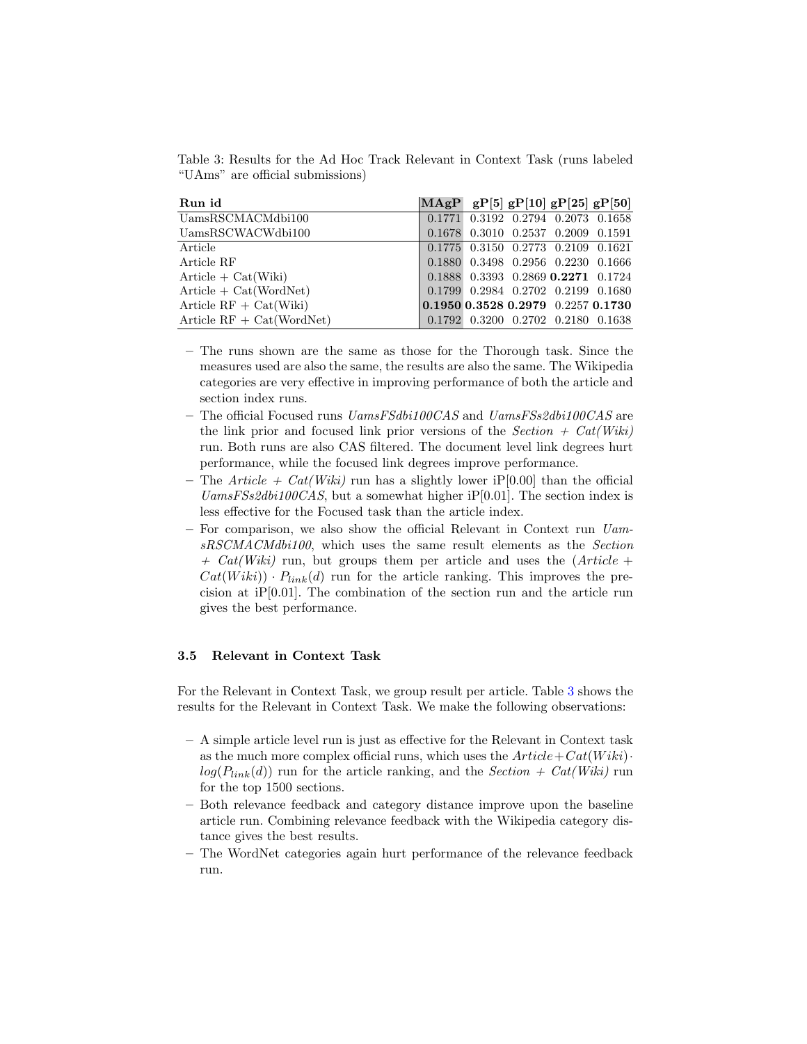Table 3: Results for the Ad Hoc Track Relevant in Context Task (runs labeled "UAms" are official submissions)

| Run id | MAgP | gP[5] | gP[10] | gP[25] | gP[50] |
|---|---|---|---|---|---|
| UamsRSCMACMdbi100 | 0.1771 | 0.3192 | 0.2794 | 0.2073 | 0.1658 |
| UamsRSCWACWdbi100 | 0.1678 | 0.3010 | 0.2537 | 0.2009 | 0.1591 |
| Article | 0.1775 | 0.3150 | 0.2773 | 0.2109 | 0.1621 |
| Article RF | 0.1880 | 0.3498 | 0.2956 | 0.2230 | 0.1666 |
| Article + Cat(Wiki) | 0.1888 | 0.3393 | 0.2869 | **0.2271** | 0.1724 |
| Article + Cat(WordNet) | 0.1799 | 0.2984 | 0.2702 | 0.2199 | 0.1680 |
| Article RF + Cat(Wiki) | **0.1950** | **0.3528** | **0.2979** | 0.2257 | **0.1730** |
| Article RF + Cat(WordNet) | 0.1792 | 0.3200 | 0.2702 | 0.2180 | 0.1638 |

– The runs shown are the same as those for the Thorough task. Since the measures used are also the same, the results are also the same. The Wikipedia categories are very effective in improving performance of both the article and section index runs.
– The official Focused runs *UamsFSdbi100CAS* and *UamsFSs2dbi100CAS* are the link prior and focused link prior versions of the *Section + Cat(Wiki)* run. Both runs are also CAS filtered. The document level link degrees hurt performance, while the focused link degrees improve performance.
– The *Article + Cat(Wiki)* run has a slightly lower iP[0.00] than the official *UamsFSs2dbi100CAS*, but a somewhat higher iP[0.01]. The section index is less effective for the Focused task than the article index.
– For comparison, we also show the official Relevant in Context run *UamsRSCMACMdbi100*, which uses the same result elements as the *Section + Cat(Wiki)* run, but groups them per article and uses the $(Article + Cat(Wiki)) \cdot P_{link}(d)$ run for the article ranking. This improves the precision at iP[0.01]. The combination of the section run and the article run gives the best performance.

### 3.5 Relevant in Context Task

For the Relevant in Context Task, we group result per article. Table 3 shows the results for the Relevant in Context Task. We make the following observations:

– A simple article level run is just as effective for the Relevant in Context task as the much more complex official runs, which uses the $Article + Cat(Wiki) \cdot log(P_{link}(d))$ run for the article ranking, and the *Section + Cat(Wiki)* run for the top 1500 sections.
– Both relevance feedback and category distance improve upon the baseline article run. Combining relevance feedback with the Wikipedia category distance gives the best results.
– The WordNet categories again hurt performance of the relevance feedback run.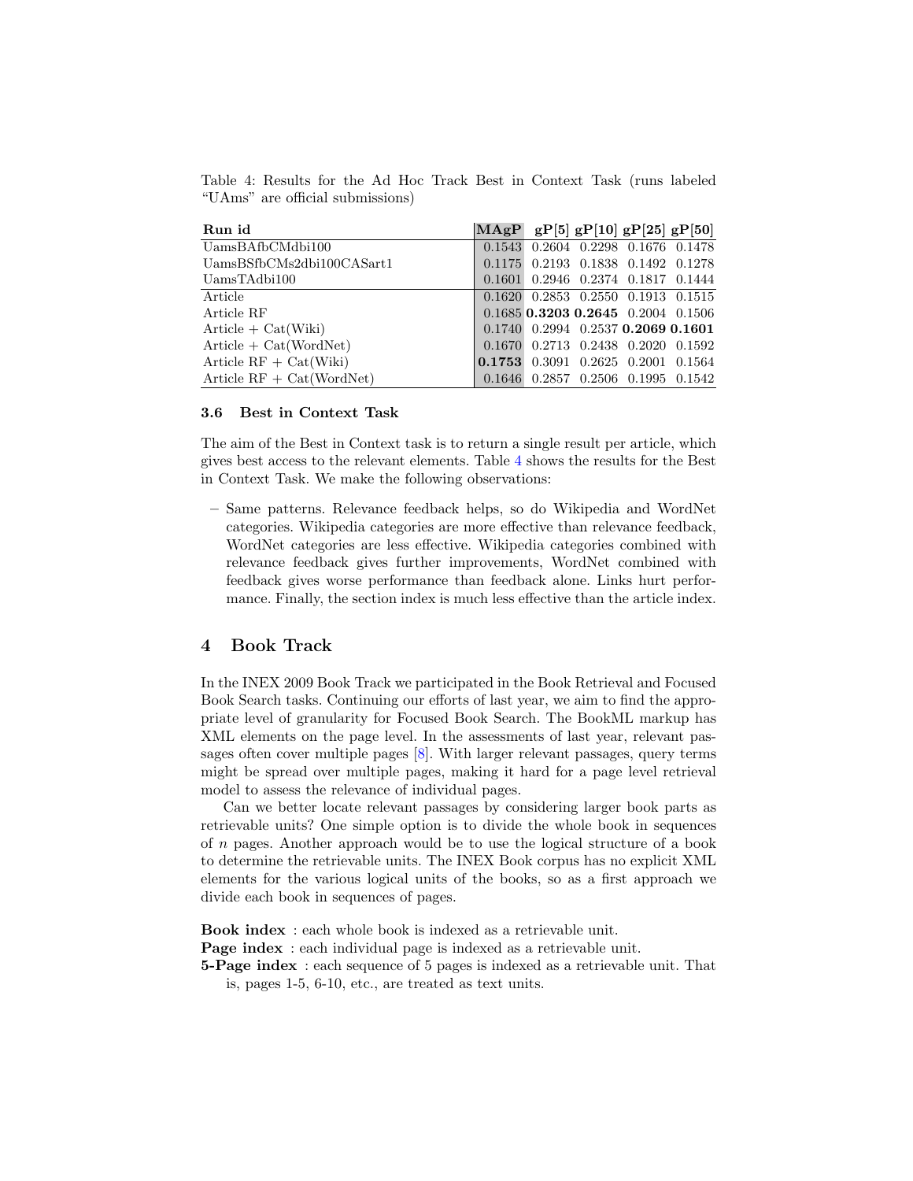Table 4: Results for the Ad Hoc Track Best in Context Task (runs labeled "UAms" are official submissions)

| Run id | MAgP | gP[5] | gP[10] | gP[25] | gP[50] |
|---|---|---|---|---|---|
| UamsBAfbCMdbi100 | 0.1543 | 0.2604 | 0.2298 | 0.1676 | 0.1478 |
| UamsBSfbCMs2dbi100CASart1 | 0.1175 | 0.2193 | 0.1838 | 0.1492 | 0.1278 |
| UamsTAdbi100 | 0.1601 | 0.2946 | 0.2374 | 0.1817 | 0.1444 |
| Article | 0.1620 | 0.2853 | 0.2550 | 0.1913 | 0.1515 |
| Article RF | 0.1685 | **0.3203** | **0.2645** | 0.2004 | 0.1506 |
| Article + Cat(Wiki) | 0.1740 | 0.2994 | 0.2537 | **0.2069** | **0.1601** |
| Article + Cat(WordNet) | 0.1670 | 0.2713 | 0.2438 | 0.2020 | 0.1592 |
| Article RF + Cat(Wiki) | **0.1753** | 0.3091 | 0.2625 | 0.2001 | 0.1564 |
| Article RF + Cat(WordNet) | 0.1646 | 0.2857 | 0.2506 | 0.1995 | 0.1542 |

### 3.6 Best in Context Task

The aim of the Best in Context task is to return a single result per article, which gives best access to the relevant elements. Table 4 shows the results for the Best in Context Task. We make the following observations:

– Same patterns. Relevance feedback helps, so do Wikipedia and WordNet categories. Wikipedia categories are more effective than relevance feedback, WordNet categories are less effective. Wikipedia categories combined with relevance feedback gives further improvements, WordNet combined with feedback gives worse performance than feedback alone. Links hurt performance. Finally, the section index is much less effective than the article index.

## 4 Book Track

In the INEX 2009 Book Track we participated in the Book Retrieval and Focused Book Search tasks. Continuing our efforts of last year, we aim to find the appropriate level of granularity for Focused Book Search. The BookML markup has XML elements on the page level. In the assessments of last year, relevant passages often cover multiple pages [8]. With larger relevant passages, query terms might be spread over multiple pages, making it hard for a page level retrieval model to assess the relevance of individual pages.

Can we better locate relevant passages by considering larger book parts as retrievable units? One simple option is to divide the whole book in sequences of $n$ pages. Another approach would be to use the logical structure of a book to determine the retrievable units. The INEX Book corpus has no explicit XML elements for the various logical units of the books, so as a first approach we divide each book in sequences of pages.

**Book index** : each whole book is indexed as a retrievable unit.

**Page index** : each individual page is indexed as a retrievable unit.

**5-Page index** : each sequence of 5 pages is indexed as a retrievable unit. That is, pages 1-5, 6-10, etc., are treated as text units.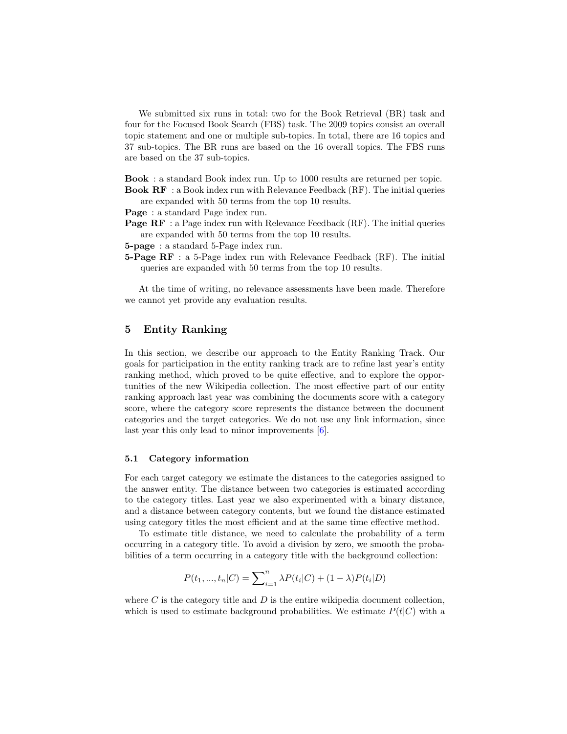We submitted six runs in total: two for the Book Retrieval (BR) task and four for the Focused Book Search (FBS) task. The 2009 topics consist an overall topic statement and one or multiple sub-topics. In total, there are 16 topics and 37 sub-topics. The BR runs are based on the 16 overall topics. The FBS runs are based on the 37 sub-topics.

**Book** : a standard Book index run. Up to 1000 results are returned per topic.
**Book RF** : a Book index run with Relevance Feedback (RF). The initial queries are expanded with 50 terms from the top 10 results.
**Page** : a standard Page index run.
**Page RF** : a Page index run with Relevance Feedback (RF). The initial queries are expanded with 50 terms from the top 10 results.
**5-page** : a standard 5-Page index run.
**5-Page RF** : a 5-Page index run with Relevance Feedback (RF). The initial queries are expanded with 50 terms from the top 10 results.

At the time of writing, no relevance assessments have been made. Therefore we cannot yet provide any evaluation results.

## 5 Entity Ranking

In this section, we describe our approach to the Entity Ranking Track. Our goals for participation in the entity ranking track are to refine last year's entity ranking method, which proved to be quite effective, and to explore the opportunities of the new Wikipedia collection. The most effective part of our entity ranking approach last year was combining the documents score with a category score, where the category score represents the distance between the document categories and the target categories. We do not use any link information, since last year this only lead to minor improvements [6].

### 5.1 Category information

For each target category we estimate the distances to the categories assigned to the answer entity. The distance between two categories is estimated according to the category titles. Last year we also experimented with a binary distance, and a distance between category contents, but we found the distance estimated using category titles the most efficient and at the same time effective method.

To estimate title distance, we need to calculate the probability of a term occurring in a category title. To avoid a division by zero, we smooth the probabilities of a term occurring in a category title with the background collection:

$$P(t_1, ..., t_n|C) = \sum\nolimits_{i=1}^{n} \lambda P(t_i|C) + (1 - \lambda) P(t_i|D)$$

where $C$ is the category title and $D$ is the entire wikipedia document collection, which is used to estimate background probabilities. We estimate $P(t|C)$ with a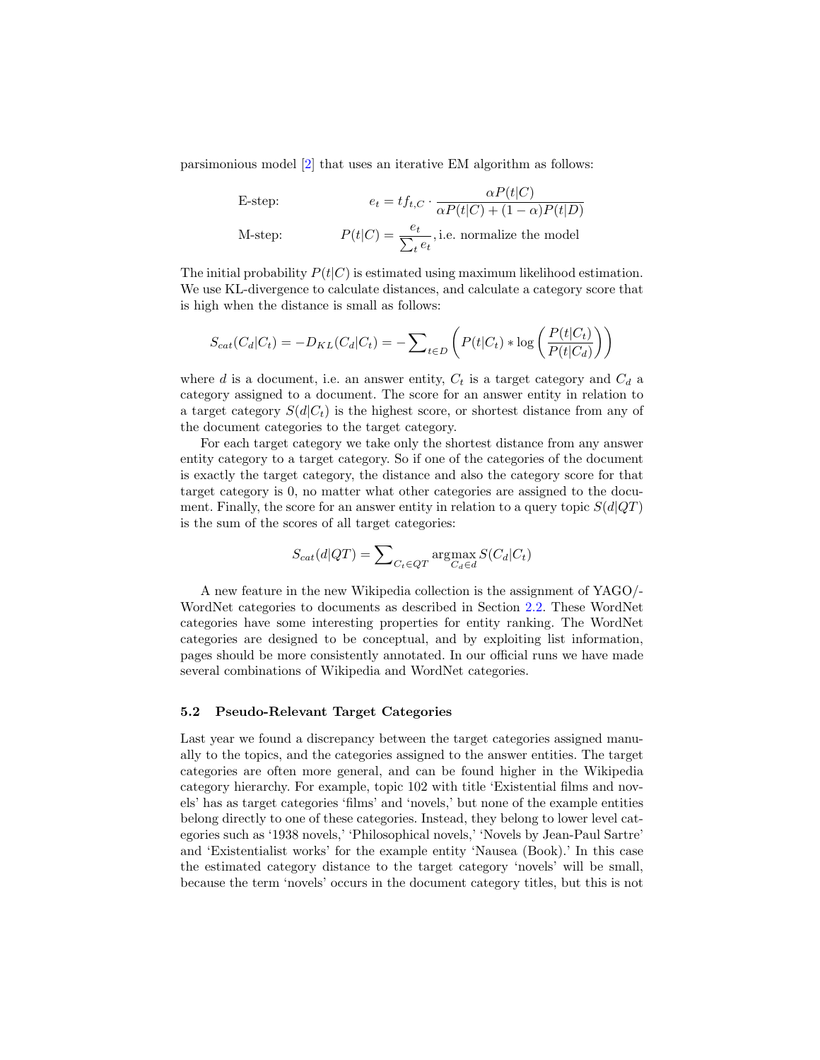parsimonious model [2] that uses an iterative EM algorithm as follows:

$$\text{E-step:} \qquad e_t = tf_{t,C} \cdot \frac{\alpha P(t|C)}{\alpha P(t|C) + (1-\alpha)P(t|D)}$$

$$\text{M-step:} \qquad P(t|C) = \frac{e_t}{\sum_t e_t}, \text{i.e. normalize the model}$$

The initial probability $P(t|C)$ is estimated using maximum likelihood estimation. We use KL-divergence to calculate distances, and calculate a category score that is high when the distance is small as follows:

$$S_{cat}(C_d|C_t) = -D_{KL}(C_d|C_t) = -\sum_{t \in D} \left( P(t|C_t) * \log \left( \frac{P(t|C_t)}{P(t|C_d)} \right) \right)$$

where $d$ is a document, i.e. an answer entity, $C_t$ is a target category and $C_d$ a category assigned to a document. The score for an answer entity in relation to a target category $S(d|C_t)$ is the highest score, or shortest distance from any of the document categories to the target category.

For each target category we take only the shortest distance from any answer entity category to a target category. So if one of the categories of the document is exactly the target category, the distance and also the category score for that target category is 0, no matter what other categories are assigned to the document. Finally, the score for an answer entity in relation to a query topic $S(d|QT)$ is the sum of the scores of all target categories:

$$S_{cat}(d|QT) = \sum_{C_t \in QT} \operatorname*{argmax}_{C_d \in d} S(C_d|C_t)$$

A new feature in the new Wikipedia collection is the assignment of YAGO/-WordNet categories to documents as described in Section 2.2. These WordNet categories have some interesting properties for entity ranking. The WordNet categories are designed to be conceptual, and by exploiting list information, pages should be more consistently annotated. In our official runs we have made several combinations of Wikipedia and WordNet categories.

### 5.2 Pseudo-Relevant Target Categories

Last year we found a discrepancy between the target categories assigned manually to the topics, and the categories assigned to the answer entities. The target categories are often more general, and can be found higher in the Wikipedia category hierarchy. For example, topic 102 with title 'Existential films and novels' has as target categories 'films' and 'novels,' but none of the example entities belong directly to one of these categories. Instead, they belong to lower level categories such as '1938 novels,' 'Philosophical novels,' 'Novels by Jean-Paul Sartre' and 'Existentialist works' for the example entity 'Nausea (Book).' In this case the estimated category distance to the target category 'novels' will be small, because the term 'novels' occurs in the document category titles, but this is not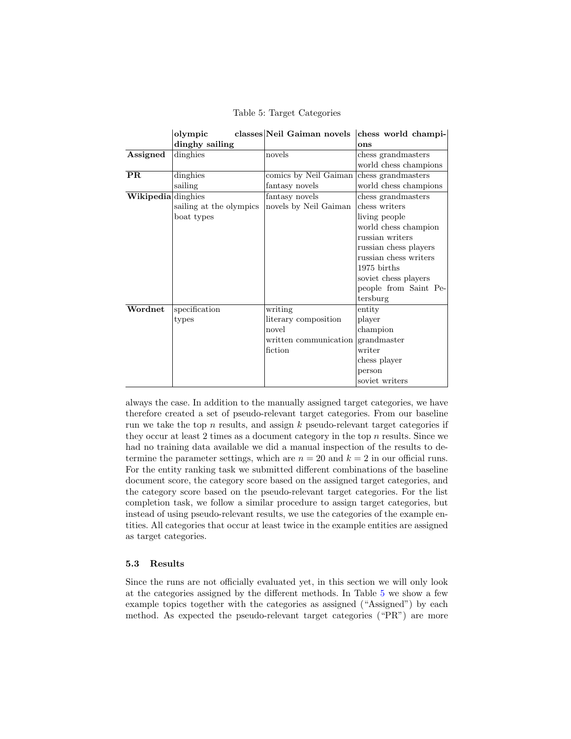Table 5: Target Categories

| | olympic classes dinghy sailing | Neil Gaiman novels | chess world champions |
|---|---|---|---|
| **Assigned** | dinghies | novels | chess grandmasters<br>world chess champions |
| **PR** | dinghies<br>sailing | comics by Neil Gaiman<br>fantasy novels | chess grandmasters<br>world chess champions |
| **Wikipedia** | dinghies<br>sailing at the olympics<br>boat types | fantasy novels<br>novels by Neil Gaiman | chess grandmasters<br>chess writers<br>living people<br>world chess champion<br>russian writers<br>russian chess players<br>russian chess writers<br>1975 births<br>soviet chess players<br>people from Saint Petersburg |
| **Wordnet** | specification<br>types | writing<br>literary composition<br>novel<br>written communication<br>fiction | entity<br>player<br>champion<br>grandmaster<br>writer<br>chess player<br>person<br>soviet writers |

always the case. In addition to the manually assigned target categories, we have therefore created a set of pseudo-relevant target categories. From our baseline run we take the top $n$ results, and assign $k$ pseudo-relevant target categories if they occur at least 2 times as a document category in the top $n$ results. Since we had no training data available we did a manual inspection of the results to determine the parameter settings, which are $n = 20$ and $k = 2$ in our official runs. For the entity ranking task we submitted different combinations of the baseline document score, the category score based on the assigned target categories, and the category score based on the pseudo-relevant target categories. For the list completion task, we follow a similar procedure to assign target categories, but instead of using pseudo-relevant results, we use the categories of the example entities. All categories that occur at least twice in the example entities are assigned as target categories.

### 5.3 Results

Since the runs are not officially evaluated yet, in this section we will only look at the categories assigned by the different methods. In Table 5 we show a few example topics together with the categories as assigned ("Assigned") by each method. As expected the pseudo-relevant target categories ("PR") are more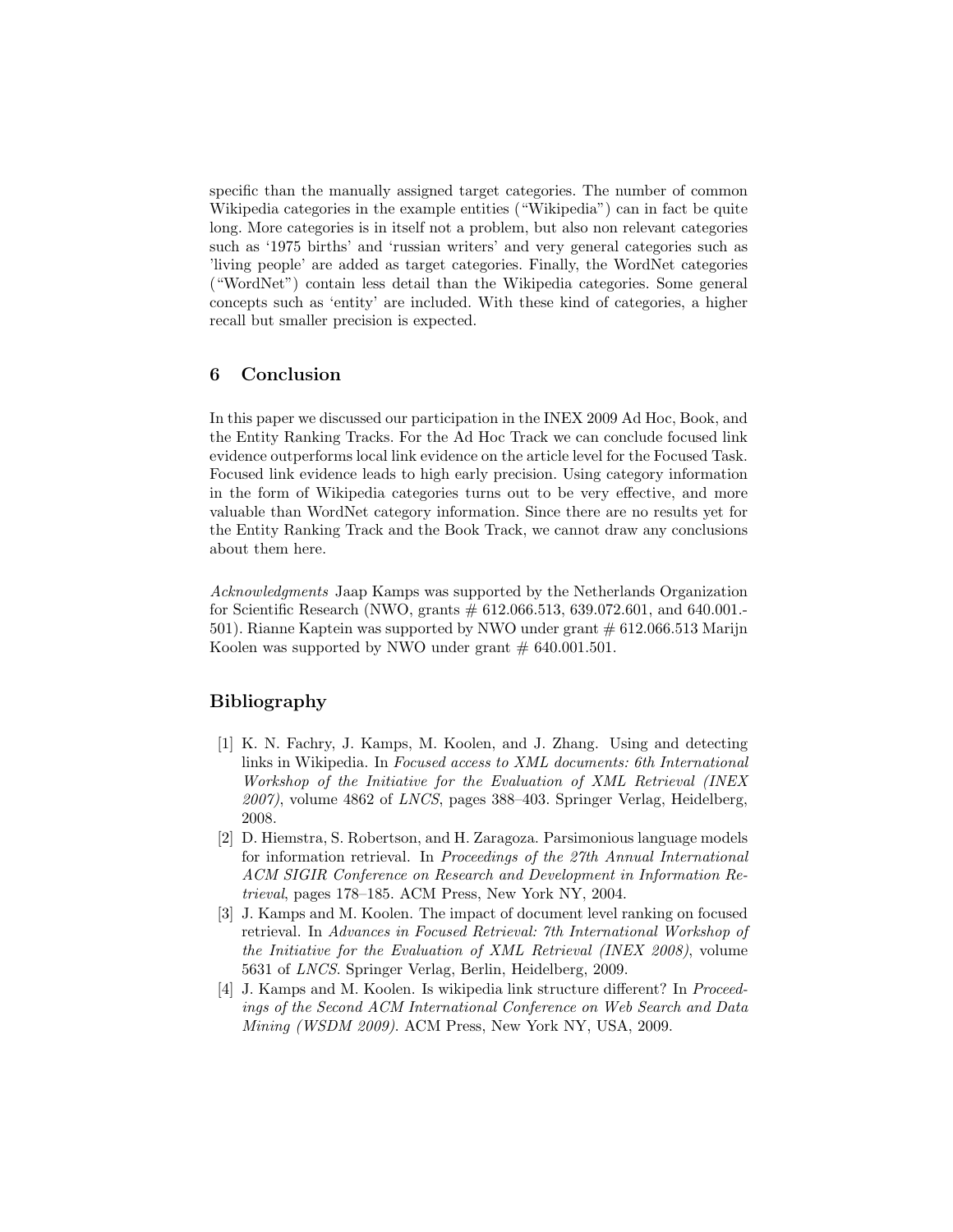specific than the manually assigned target categories. The number of common Wikipedia categories in the example entities ("Wikipedia") can in fact be quite long. More categories is in itself not a problem, but also non relevant categories such as '1975 births' and 'russian writers' and very general categories such as 'living people' are added as target categories. Finally, the WordNet categories ("WordNet") contain less detail than the Wikipedia categories. Some general concepts such as 'entity' are included. With these kind of categories, a higher recall but smaller precision is expected.

## 6 Conclusion

In this paper we discussed our participation in the INEX 2009 Ad Hoc, Book, and the Entity Ranking Tracks. For the Ad Hoc Track we can conclude focused link evidence outperforms local link evidence on the article level for the Focused Task. Focused link evidence leads to high early precision. Using category information in the form of Wikipedia categories turns out to be very effective, and more valuable than WordNet category information. Since there are no results yet for the Entity Ranking Track and the Book Track, we cannot draw any conclusions about them here.

*Acknowledgments* Jaap Kamps was supported by the Netherlands Organization for Scientific Research (NWO, grants # 612.066.513, 639.072.601, and 640.001.-501). Rianne Kaptein was supported by NWO under grant # 612.066.513 Marijn Koolen was supported by NWO under grant # 640.001.501.

## Bibliography

[1] K. N. Fachry, J. Kamps, M. Koolen, and J. Zhang. Using and detecting links in Wikipedia. In *Focused access to XML documents: 6th International Workshop of the Initiative for the Evaluation of XML Retrieval (INEX 2007)*, volume 4862 of *LNCS*, pages 388–403. Springer Verlag, Heidelberg, 2008.

[2] D. Hiemstra, S. Robertson, and H. Zaragoza. Parsimonious language models for information retrieval. In *Proceedings of the 27th Annual International ACM SIGIR Conference on Research and Development in Information Retrieval*, pages 178–185. ACM Press, New York NY, 2004.

[3] J. Kamps and M. Koolen. The impact of document level ranking on focused retrieval. In *Advances in Focused Retrieval: 7th International Workshop of the Initiative for the Evaluation of XML Retrieval (INEX 2008)*, volume 5631 of *LNCS*. Springer Verlag, Berlin, Heidelberg, 2009.

[4] J. Kamps and M. Koolen. Is wikipedia link structure different? In *Proceedings of the Second ACM International Conference on Web Search and Data Mining (WSDM 2009)*. ACM Press, New York NY, USA, 2009.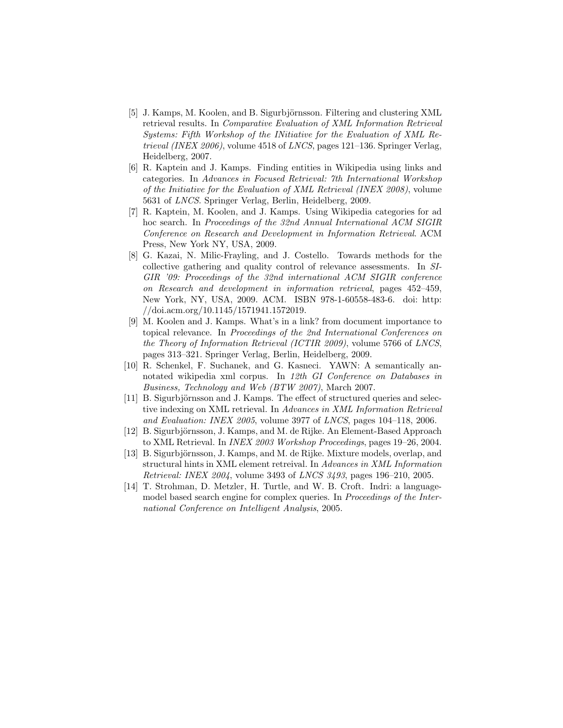[5] J. Kamps, M. Koolen, and B. Sigurbjörnsson. Filtering and clustering XML retrieval results. In *Comparative Evaluation of XML Information Retrieval Systems: Fifth Workshop of the INitiative for the Evaluation of XML Retrieval (INEX 2006)*, volume 4518 of *LNCS*, pages 121–136. Springer Verlag, Heidelberg, 2007.

[6] R. Kaptein and J. Kamps. Finding entities in Wikipedia using links and categories. In *Advances in Focused Retrieval: 7th International Workshop of the Initiative for the Evaluation of XML Retrieval (INEX 2008)*, volume 5631 of *LNCS*. Springer Verlag, Berlin, Heidelberg, 2009.

[7] R. Kaptein, M. Koolen, and J. Kamps. Using Wikipedia categories for ad hoc search. In *Proceedings of the 32nd Annual International ACM SIGIR Conference on Research and Development in Information Retrieval*. ACM Press, New York NY, USA, 2009.

[8] G. Kazai, N. Milic-Frayling, and J. Costello. Towards methods for the collective gathering and quality control of relevance assessments. In *SIGIR '09: Proceedings of the 32nd international ACM SIGIR conference on Research and development in information retrieval*, pages 452–459, New York, NY, USA, 2009. ACM. ISBN 978-1-60558-483-6. doi: http://doi.acm.org/10.1145/1571941.1572019.

[9] M. Koolen and J. Kamps. What's in a link? from document importance to topical relevance. In *Proceedings of the 2nd International Conferences on the Theory of Information Retrieval (ICTIR 2009)*, volume 5766 of *LNCS*, pages 313–321. Springer Verlag, Berlin, Heidelberg, 2009.

[10] R. Schenkel, F. Suchanek, and G. Kasneci. YAWN: A semantically annotated wikipedia xml corpus. In *12th GI Conference on Databases in Business, Technology and Web (BTW 2007)*, March 2007.

[11] B. Sigurbjörnsson and J. Kamps. The effect of structured queries and selective indexing on XML retrieval. In *Advances in XML Information Retrieval and Evaluation: INEX 2005*, volume 3977 of *LNCS*, pages 104–118, 2006.

[12] B. Sigurbjörnsson, J. Kamps, and M. de Rijke. An Element-Based Approach to XML Retrieval. In *INEX 2003 Workshop Proceedings*, pages 19–26, 2004.

[13] B. Sigurbjörnsson, J. Kamps, and M. de Rijke. Mixture models, overlap, and structural hints in XML element retreival. In *Advances in XML Information Retrieval: INEX 2004*, volume 3493 of *LNCS 3493*, pages 196–210, 2005.

[14] T. Strohman, D. Metzler, H. Turtle, and W. B. Croft. Indri: a language-model based search engine for complex queries. In *Proceedings of the International Conference on Intelligent Analysis*, 2005.